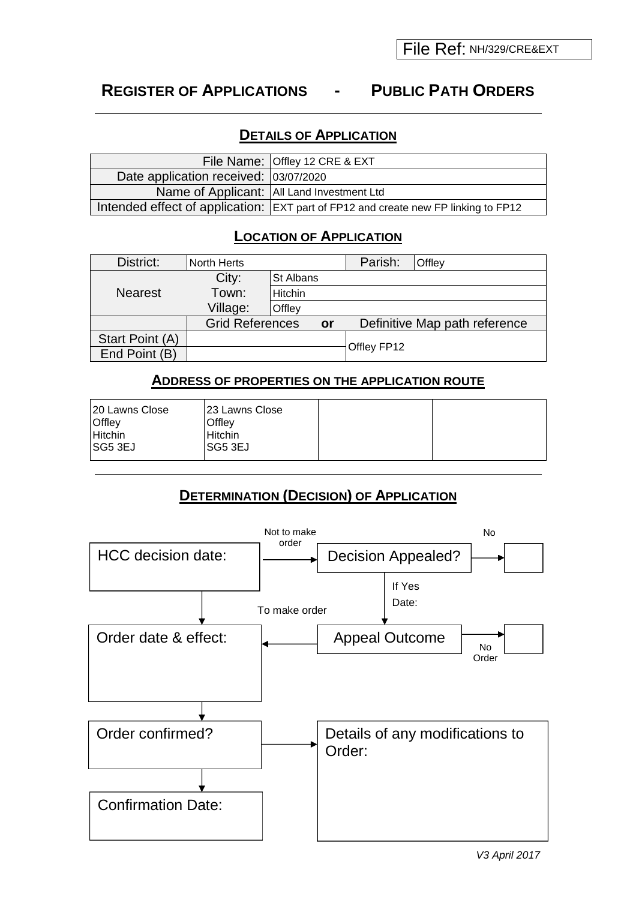File Ref: NH/329/CRE&EXT

# REGISTER OF APPLICATIONS - PUBLIC PATH ORDERS

## DETAILS OF APPLICATION

| | |
|---|---|
| File Name: | Offley 12 CRE & EXT |
| Date application received: | 03/07/2020 |
| Name of Applicant: | All Land Investment Ltd |
| Intended effect of application: | EXT part of FP12 and create new FP linking to FP12 |

## LOCATION OF APPLICATION

| District: | North Herts | | Parish: | Offley |
|---|---|---|---|---|
| Nearest | City: | St Albans | | |
| | Town: | Hitchin | | |
| | Village: | Offley | | |
| | Grid References | **or** | Definitive Map path reference | |
| Start Point (A) | | | Offley FP12 | |
| End Point (B) | | | | |

## ADDRESS OF PROPERTIES ON THE APPLICATION ROUTE

| | | | |
|---|---|---|---|
| 20 Lawns Close<br>Offley<br>Hitchin<br>SG5 3EJ | 23 Lawns Close<br>Offley<br>Hitchin<br>SG5 3EJ | | |

## DETERMINATION (DECISION) OF APPLICATION

HCC decision date:

Not to make order → Decision Appealed? → No

If Yes
Date:

To make order

Order date & effect: ← Appeal Outcome → No Order

Order confirmed? → Details of any modifications to Order:

Confirmation Date:

*V3 April 2017*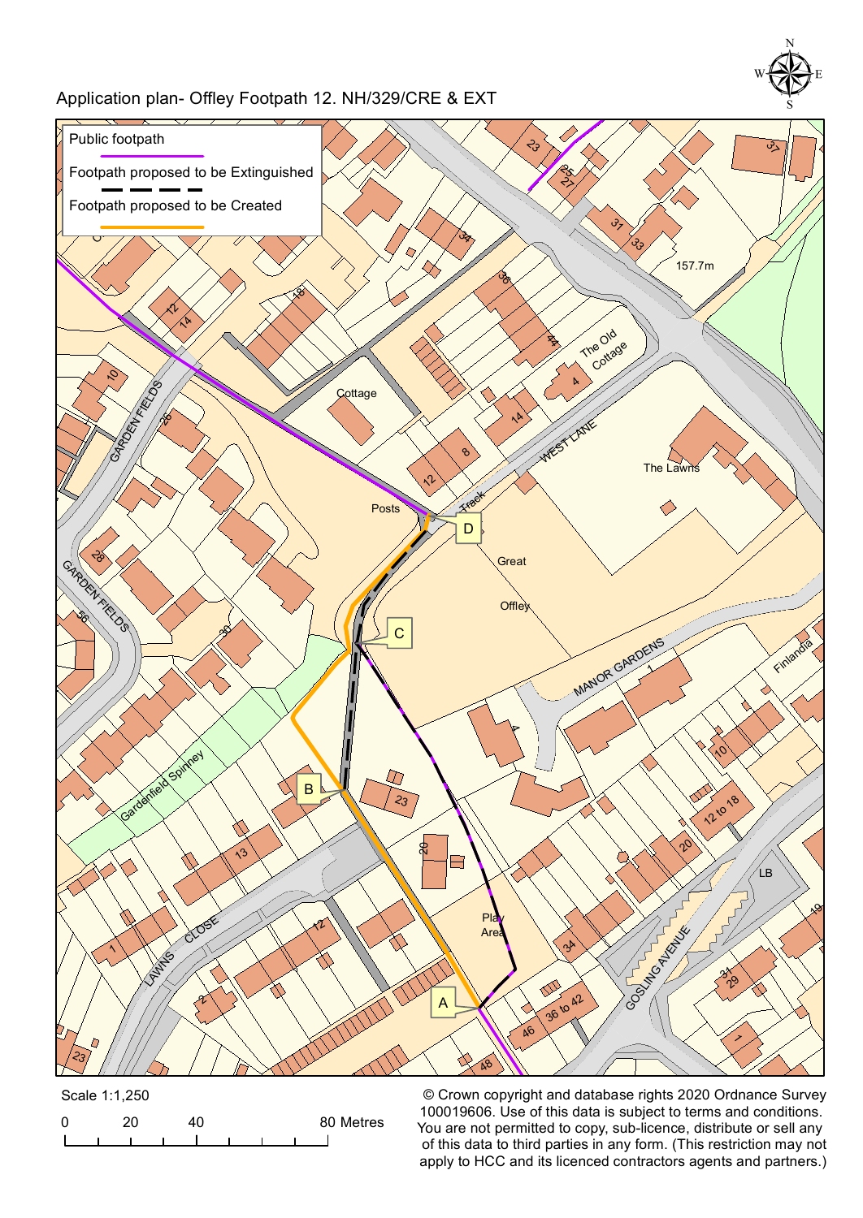# Application plan- Offley Footpath 12. NH/329/CRE & EXT

Public footpath

Footpath proposed to be Extinguished

Footpath proposed to be Created

Scale 1:1,250

0 20 40 80 Metres

© Crown copyright and database rights 2020 Ordnance Survey 100019606. Use of this data is subject to terms and conditions. You are not permitted to copy, sub-licence, distribute or sell any of this data to third parties in any form. (This restriction may not apply to HCC and its licenced contractors agents and partners.)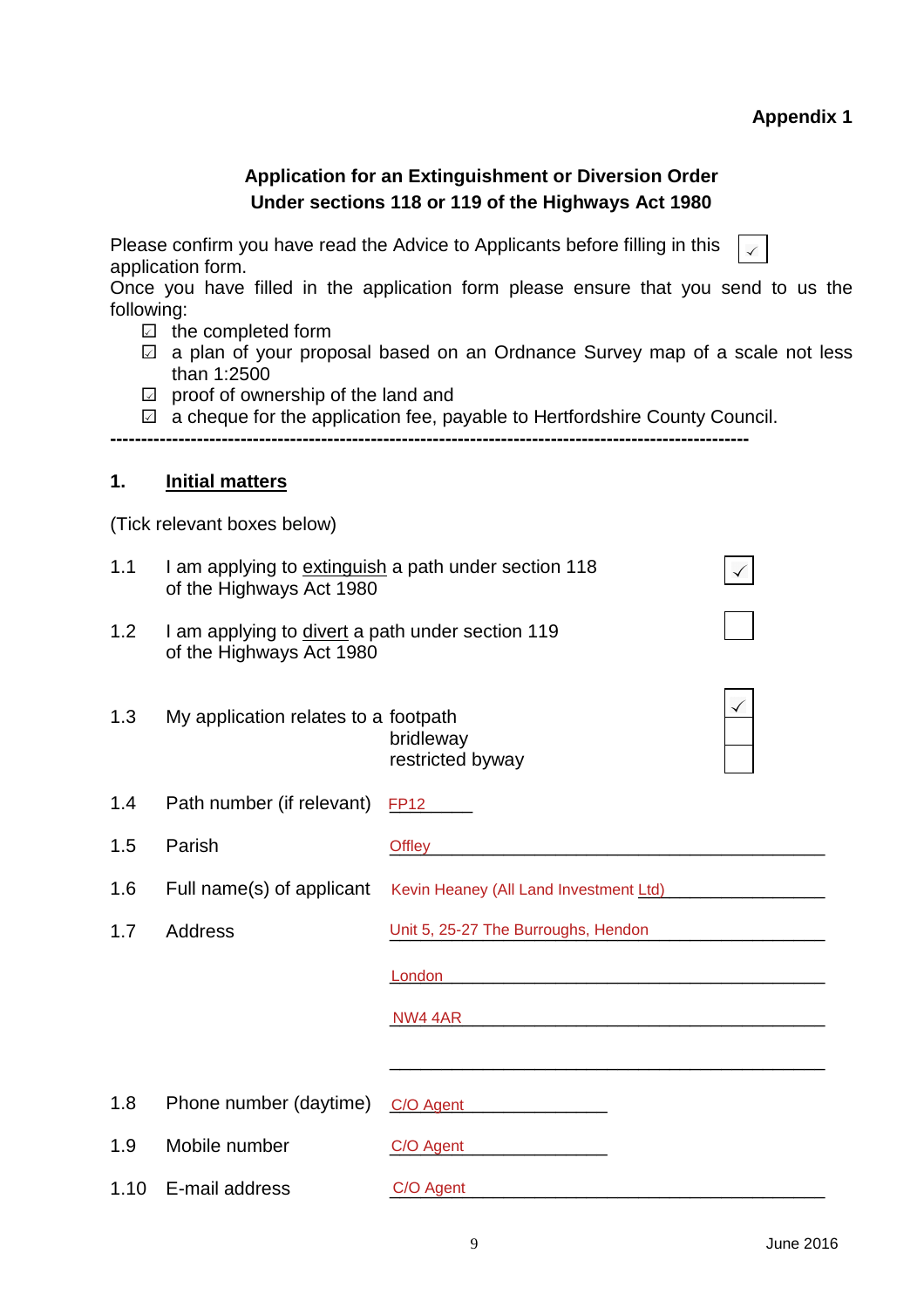**Appendix 1**

## Application for an Extinguishment or Diversion Order Under sections 118 or 119 of the Highways Act 1980

Please confirm you have read the Advice to Applicants before filling in this application form. ☑

Once you have filled in the application form please ensure that you send to us the following:

- ☑ the completed form
- ☑ a plan of your proposal based on an Ordnance Survey map of a scale not less than 1:2500
- ☑ proof of ownership of the land and
- ☑ a cheque for the application fee, payable to Hertfordshire County Council.

---

### 1. Initial matters

(Tick relevant boxes below)

1.1 I am applying to extinguish a path under section 118 of the Highways Act 1980 ☑

1.2 I am applying to divert a path under section 119 of the Highways Act 1980 ☐

1.3 My application relates to a
- footpath ☑
- bridleway ☐
- restricted byway ☐

1.4 Path number (if relevant) FP12

1.5 Parish Offley

1.6 Full name(s) of applicant Kevin Heaney (All Land Investment Ltd)

1.7 Address Unit 5, 25-27 The Burroughs, Hendon
London
NW4 4AR

1.8 Phone number (daytime) C/O Agent

1.9 Mobile number C/O Agent

1.10 E-mail address C/O Agent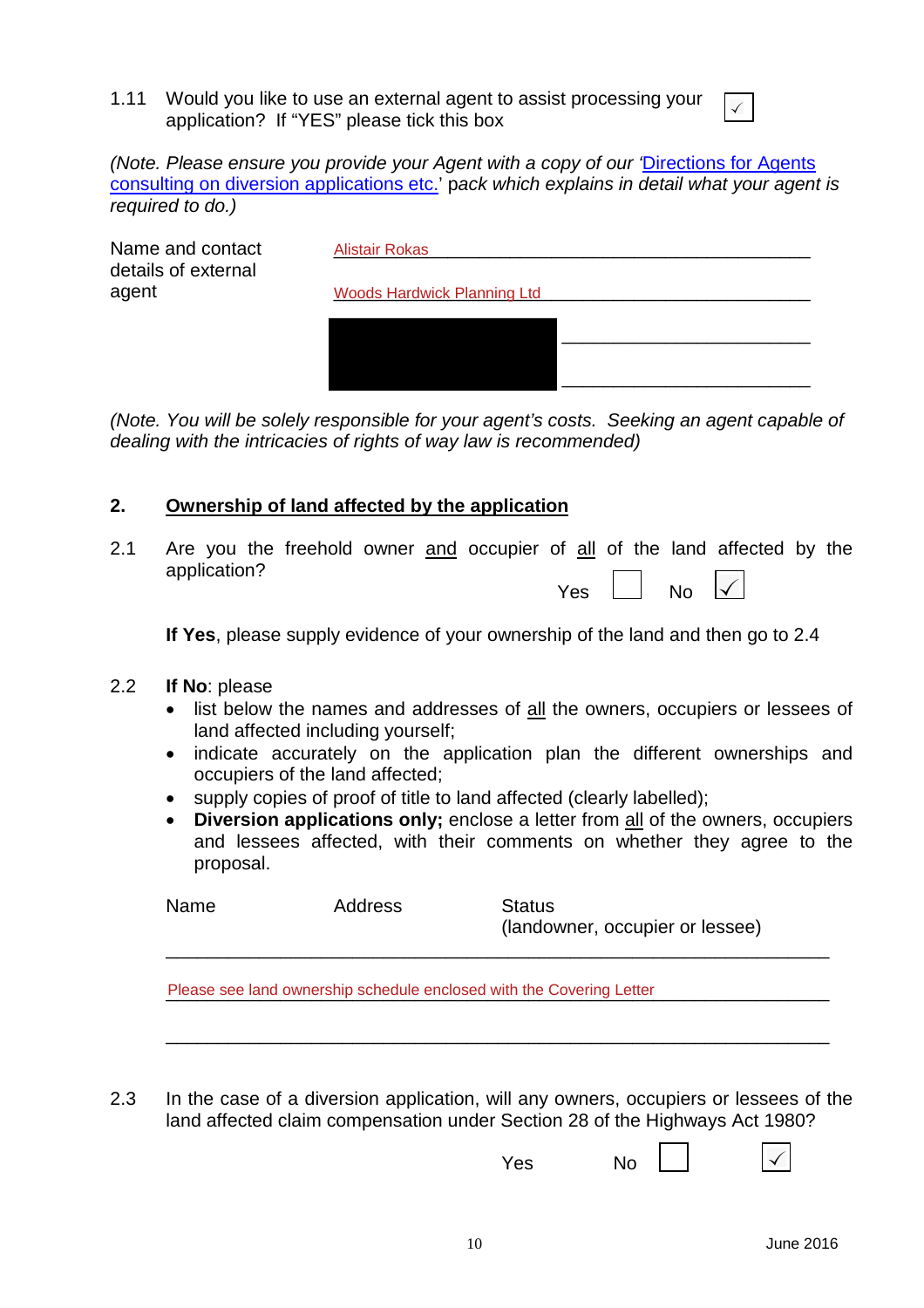1.11 Would you like to use an external agent to assist processing your application? If "YES" please tick this box ☑

*(Note. Please ensure you provide your Agent with a copy of our '*[*Directions for Agents consulting on diversion applications etc.*]*' pack which explains in detail what your agent is required to do.)*

Name and contact details of external agent

Alistair Rokas

Woods Hardwick Planning Ltd

*(Note. You will be solely responsible for your agent's costs. Seeking an agent capable of dealing with the intricacies of rights of way law is recommended)*

## 2. Ownership of land affected by the application

2.1 Are you the freehold owner <u>and</u> occupier of <u>all</u> of the land affected by the application?

Yes ☐ No ☑

**If Yes**, please supply evidence of your ownership of the land and then go to 2.4

2.2 **If No**: please

- list below the names and addresses of <u>all</u> the owners, occupiers or lessees of land affected including yourself;
- indicate accurately on the application plan the different ownerships and occupiers of the land affected;
- supply copies of proof of title to land affected (clearly labelled);
- **Diversion applications only;** enclose a letter from <u>all</u> of the owners, occupiers and lessees affected, with their comments on whether they agree to the proposal.

| Name | Address | Status (landowner, occupier or lessee) |
|---|---|---|
| Please see land ownership schedule enclosed with the Covering Letter | | |

2.3 In the case of a diversion application, will any owners, occupiers or lessees of the land affected claim compensation under Section 28 of the Highways Act 1980?

Yes ☐ No ☑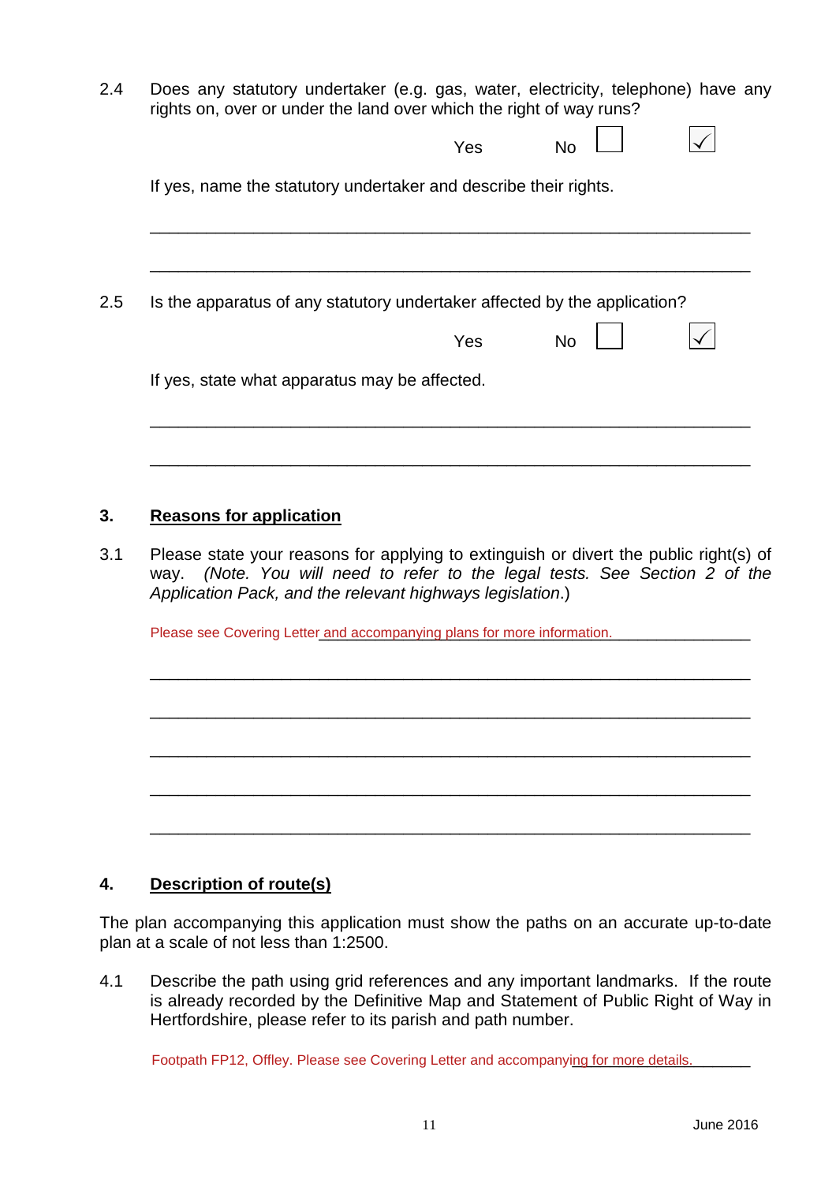2.4 Does any statutory undertaker (e.g. gas, water, electricity, telephone) have any rights on, over or under the land over which the right of way runs?

Yes ☐ No ☑

If yes, name the statutory undertaker and describe their rights.

\_\_\_\_\_\_\_\_\_\_\_\_\_\_\_\_\_\_\_\_\_\_\_\_\_\_\_\_\_\_\_\_\_\_\_\_\_\_\_\_\_\_\_\_\_\_\_\_\_\_\_\_\_\_\_\_

\_\_\_\_\_\_\_\_\_\_\_\_\_\_\_\_\_\_\_\_\_\_\_\_\_\_\_\_\_\_\_\_\_\_\_\_\_\_\_\_\_\_\_\_\_\_\_\_\_\_\_\_\_\_\_\_

2.5 Is the apparatus of any statutory undertaker affected by the application?

Yes ☐ No ☑

If yes, state what apparatus may be affected.

\_\_\_\_\_\_\_\_\_\_\_\_\_\_\_\_\_\_\_\_\_\_\_\_\_\_\_\_\_\_\_\_\_\_\_\_\_\_\_\_\_\_\_\_\_\_\_\_\_\_\_\_\_\_\_\_

\_\_\_\_\_\_\_\_\_\_\_\_\_\_\_\_\_\_\_\_\_\_\_\_\_\_\_\_\_\_\_\_\_\_\_\_\_\_\_\_\_\_\_\_\_\_\_\_\_\_\_\_\_\_\_\_

## 3. Reasons for application

3.1 Please state your reasons for applying to extinguish or divert the public right(s) of way. *(Note. You will need to refer to the legal tests. See Section 2 of the Application Pack, and the relevant highways legislation*.)

Please see Covering Letter and accompanying plans for more information.

\_\_\_\_\_\_\_\_\_\_\_\_\_\_\_\_\_\_\_\_\_\_\_\_\_\_\_\_\_\_\_\_\_\_\_\_\_\_\_\_\_\_\_\_\_\_\_\_\_\_\_\_\_\_\_\_

\_\_\_\_\_\_\_\_\_\_\_\_\_\_\_\_\_\_\_\_\_\_\_\_\_\_\_\_\_\_\_\_\_\_\_\_\_\_\_\_\_\_\_\_\_\_\_\_\_\_\_\_\_\_\_\_

\_\_\_\_\_\_\_\_\_\_\_\_\_\_\_\_\_\_\_\_\_\_\_\_\_\_\_\_\_\_\_\_\_\_\_\_\_\_\_\_\_\_\_\_\_\_\_\_\_\_\_\_\_\_\_\_

\_\_\_\_\_\_\_\_\_\_\_\_\_\_\_\_\_\_\_\_\_\_\_\_\_\_\_\_\_\_\_\_\_\_\_\_\_\_\_\_\_\_\_\_\_\_\_\_\_\_\_\_\_\_\_\_

\_\_\_\_\_\_\_\_\_\_\_\_\_\_\_\_\_\_\_\_\_\_\_\_\_\_\_\_\_\_\_\_\_\_\_\_\_\_\_\_\_\_\_\_\_\_\_\_\_\_\_\_\_\_\_\_

## 4. Description of route(s)

The plan accompanying this application must show the paths on an accurate up-to-date plan at a scale of not less than 1:2500.

4.1 Describe the path using grid references and any important landmarks. If the route is already recorded by the Definitive Map and Statement of Public Right of Way in Hertfordshire, please refer to its parish and path number.

Footpath FP12, Offley. Please see Covering Letter and accompanying for more details.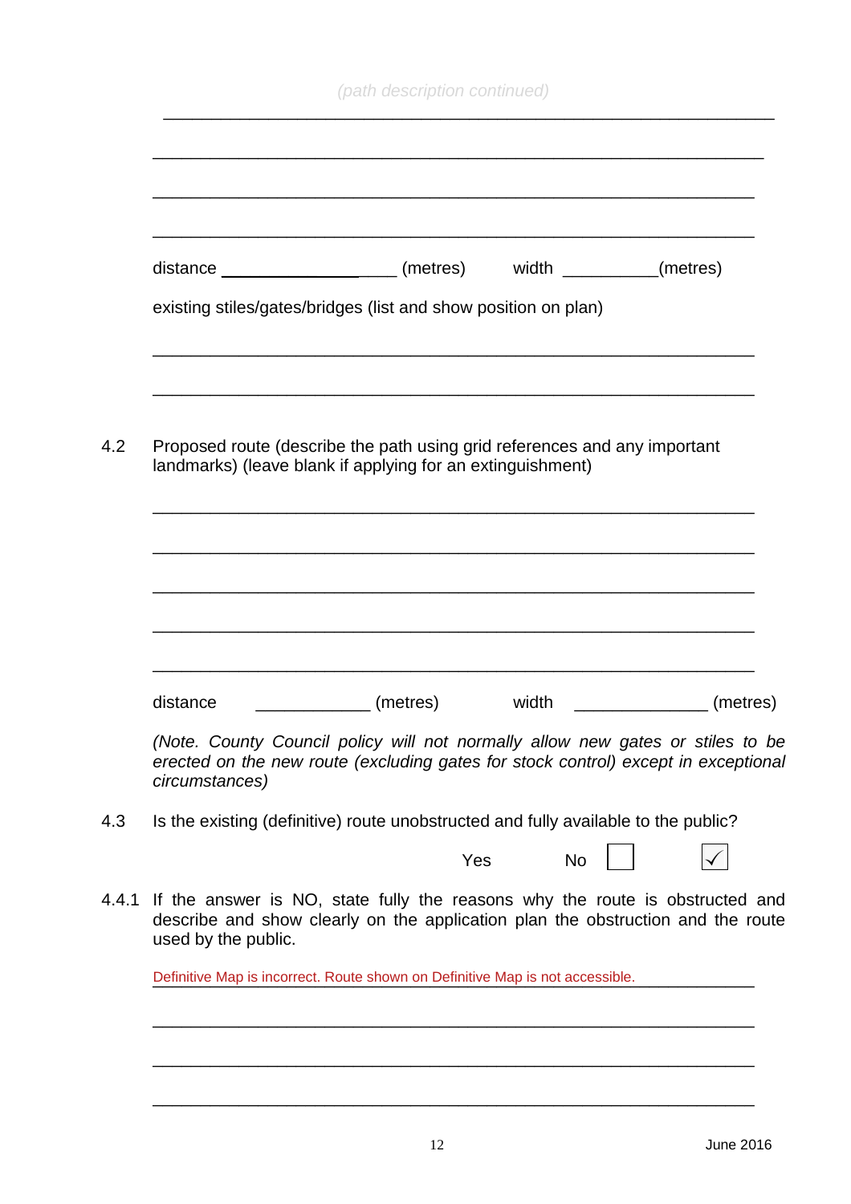*(path description continued)*

______________________________________________________________

______________________________________________________________

______________________________________________________________

______________________________________________________________

distance ____________________ (metres)    width ___________(metres)

existing stiles/gates/bridges (list and show position on plan)

______________________________________________________________

______________________________________________________________

4.2 Proposed route (describe the path using grid references and any important landmarks) (leave blank if applying for an extinguishment)

______________________________________________________________

______________________________________________________________

______________________________________________________________

______________________________________________________________

______________________________________________________________

distance _____________ (metres)    width _______________ (metres)

*(Note. County Council policy will not normally allow new gates or stiles to be erected on the new route (excluding gates for stock control) except in exceptional circumstances)*

4.3 Is the existing (definitive) route unobstructed and fully available to the public?

Yes ☐    No ☑

4.4.1 If the answer is NO, state fully the reasons why the route is obstructed and describe and show clearly on the application plan the obstruction and the route used by the public.

Definitive Map is incorrect. Route shown on Definitive Map is not accessible.

______________________________________________________________

______________________________________________________________

______________________________________________________________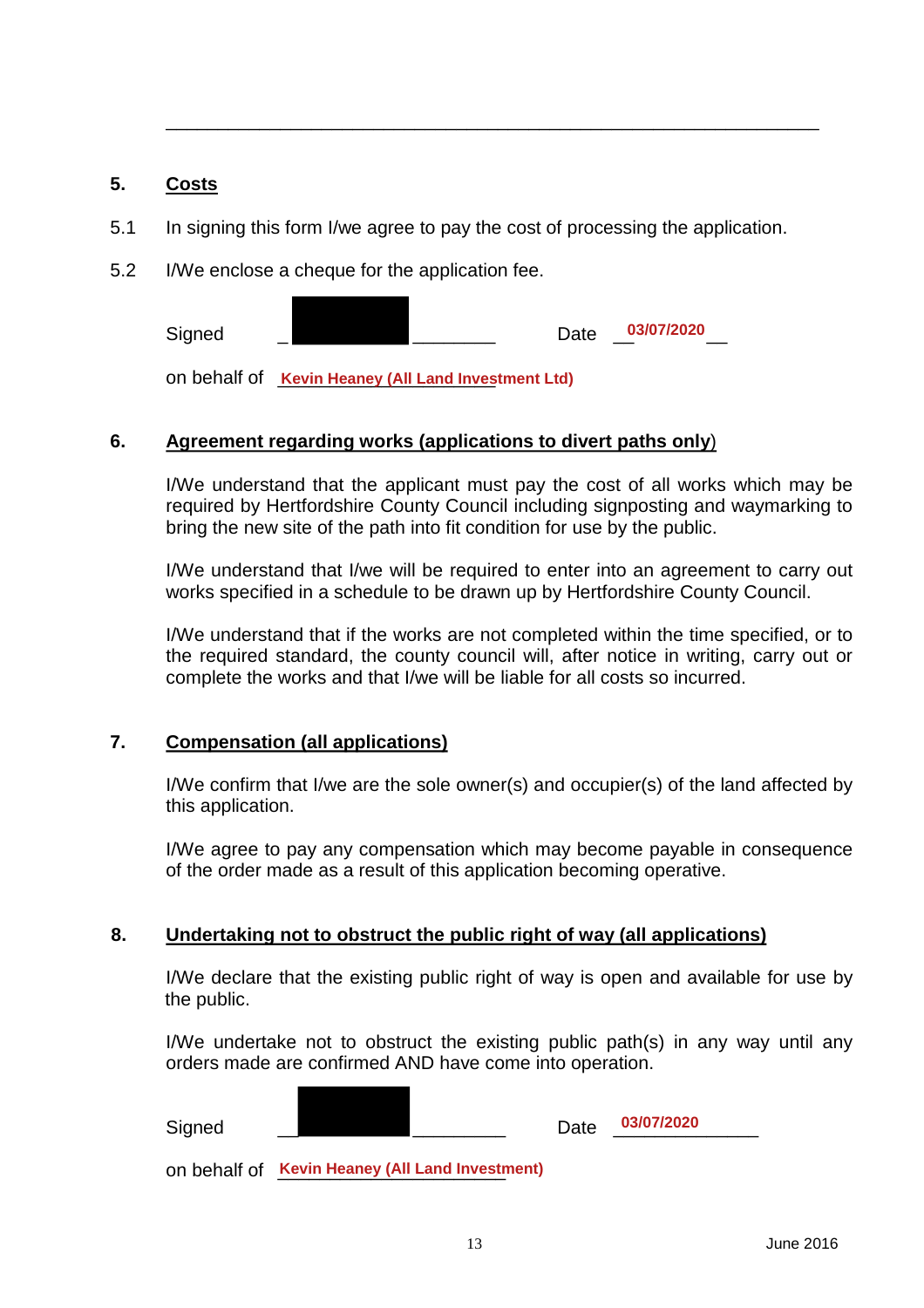---

## 5. Costs

5.1 In signing this form I/we agree to pay the cost of processing the application.

5.2 I/We enclose a cheque for the application fee.

Signed ____________________ Date 03/07/2020

on behalf of Kevin Heaney (All Land Investment Ltd)

## 6. Agreement regarding works (applications to divert paths only)

I/We understand that the applicant must pay the cost of all works which may be required by Hertfordshire County Council including signposting and waymarking to bring the new site of the path into fit condition for use by the public.

I/We understand that I/we will be required to enter into an agreement to carry out works specified in a schedule to be drawn up by Hertfordshire County Council.

I/We understand that if the works are not completed within the time specified, or to the required standard, the county council will, after notice in writing, carry out or complete the works and that I/we will be liable for all costs so incurred.

## 7. Compensation (all applications)

I/We confirm that I/we are the sole owner(s) and occupier(s) of the land affected by this application.

I/We agree to pay any compensation which may become payable in consequence of the order made as a result of this application becoming operative.

## 8. Undertaking not to obstruct the public right of way (all applications)

I/We declare that the existing public right of way is open and available for use by the public.

I/We undertake not to obstruct the existing public path(s) in any way until any orders made are confirmed AND have come into operation.

Signed ____________________ Date 03/07/2020

on behalf of Kevin Heaney (All Land Investment)

June 2016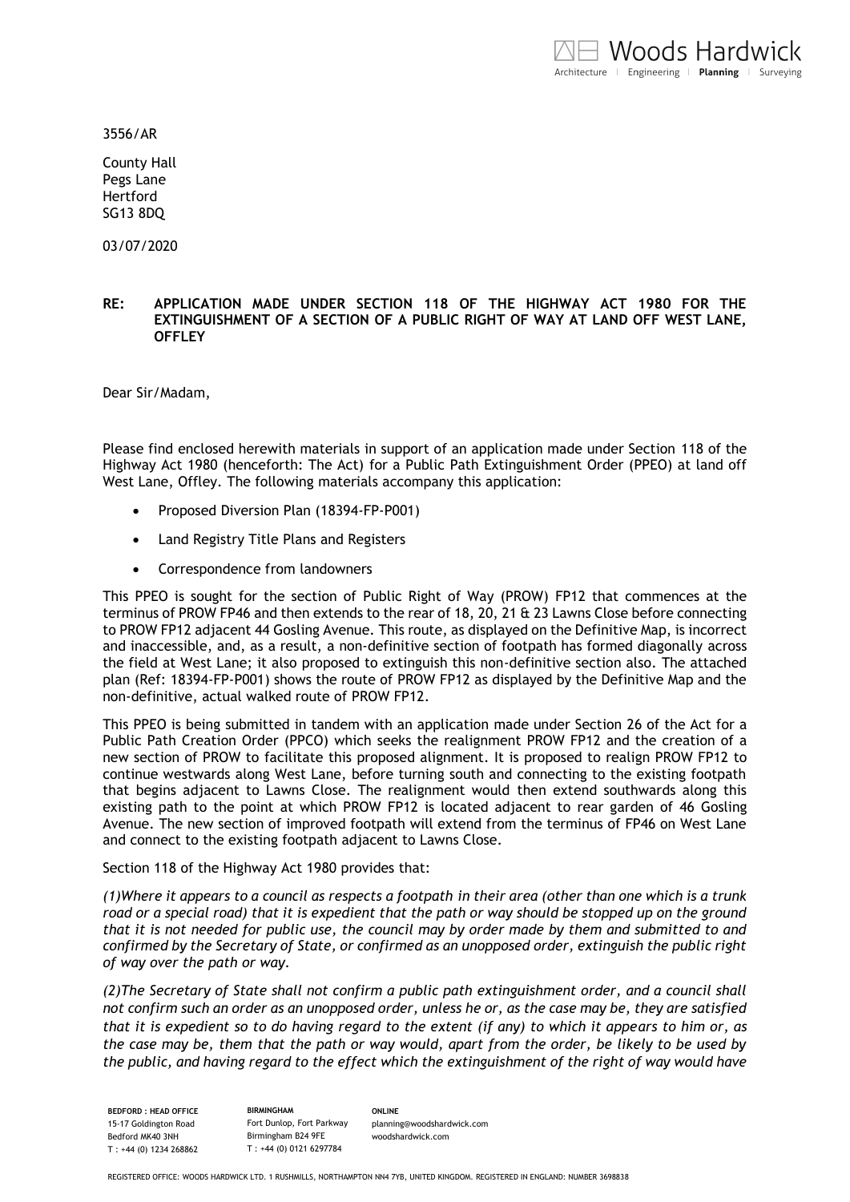3556/AR

County Hall
Pegs Lane
Hertford
SG13 8DQ

03/07/2020

**RE: APPLICATION MADE UNDER SECTION 118 OF THE HIGHWAY ACT 1980 FOR THE EXTINGUISHMENT OF A SECTION OF A PUBLIC RIGHT OF WAY AT LAND OFF WEST LANE, OFFLEY**

Dear Sir/Madam,

Please find enclosed herewith materials in support of an application made under Section 118 of the Highway Act 1980 (henceforth: The Act) for a Public Path Extinguishment Order (PPEO) at land off West Lane, Offley. The following materials accompany this application:

- Proposed Diversion Plan (18394-FP-P001)
- Land Registry Title Plans and Registers
- Correspondence from landowners

This PPEO is sought for the section of Public Right of Way (PROW) FP12 that commences at the terminus of PROW FP46 and then extends to the rear of 18, 20, 21 & 23 Lawns Close before connecting to PROW FP12 adjacent 44 Gosling Avenue. This route, as displayed on the Definitive Map, is incorrect and inaccessible, and, as a result, a non-definitive section of footpath has formed diagonally across the field at West Lane; it also proposed to extinguish this non-definitive section also. The attached plan (Ref: 18394-FP-P001) shows the route of PROW FP12 as displayed by the Definitive Map and the non-definitive, actual walked route of PROW FP12.

This PPEO is being submitted in tandem with an application made under Section 26 of the Act for a Public Path Creation Order (PPCO) which seeks the realignment PROW FP12 and the creation of a new section of PROW to facilitate this proposed alignment. It is proposed to realign PROW FP12 to continue westwards along West Lane, before turning south and connecting to the existing footpath that begins adjacent to Lawns Close. The realignment would then extend southwards along this existing path to the point at which PROW FP12 is located adjacent to rear garden of 46 Gosling Avenue. The new section of improved footpath will extend from the terminus of FP46 on West Lane and connect to the existing footpath adjacent to Lawns Close.

Section 118 of the Highway Act 1980 provides that:

*(1)Where it appears to a council as respects a footpath in their area (other than one which is a trunk road or a special road) that it is expedient that the path or way should be stopped up on the ground that it is not needed for public use, the council may by order made by them and submitted to and confirmed by the Secretary of State, or confirmed as an unopposed order, extinguish the public right of way over the path or way.*

*(2)The Secretary of State shall not confirm a public path extinguishment order, and a council shall not confirm such an order as an unopposed order, unless he or, as the case may be, they are satisfied that it is expedient so to do having regard to the extent (if any) to which it appears to him or, as the case may be, them that the path or way would, apart from the order, be likely to be used by the public, and having regard to the effect which the extinguishment of the right of way would have*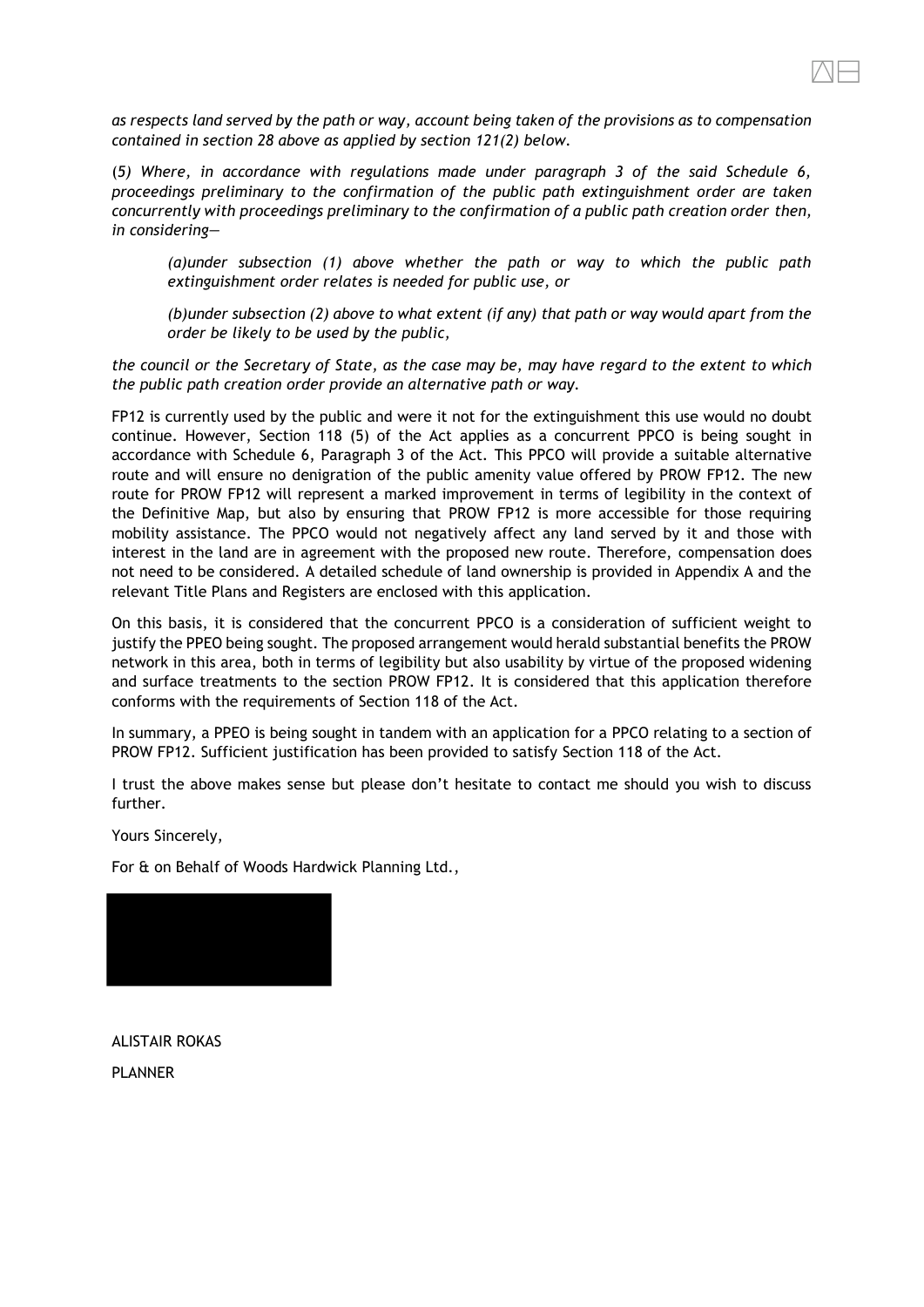*as respects land served by the path or way, account being taken of the provisions as to compensation contained in section 28 above as applied by section 121(2) below.*

*(5) Where, in accordance with regulations made under paragraph 3 of the said Schedule 6, proceedings preliminary to the confirmation of the public path extinguishment order are taken concurrently with proceedings preliminary to the confirmation of a public path creation order then, in considering—*

> *(a)under subsection (1) above whether the path or way to which the public path extinguishment order relates is needed for public use, or*
>
> *(b)under subsection (2) above to what extent (if any) that path or way would apart from the order be likely to be used by the public,*

*the council or the Secretary of State, as the case may be, may have regard to the extent to which the public path creation order provide an alternative path or way.*

FP12 is currently used by the public and were it not for the extinguishment this use would no doubt continue. However, Section 118 (5) of the Act applies as a concurrent PPCO is being sought in accordance with Schedule 6, Paragraph 3 of the Act. This PPCO will provide a suitable alternative route and will ensure no denigration of the public amenity value offered by PROW FP12. The new route for PROW FP12 will represent a marked improvement in terms of legibility in the context of the Definitive Map, but also by ensuring that PROW FP12 is more accessible for those requiring mobility assistance. The PPCO would not negatively affect any land served by it and those with interest in the land are in agreement with the proposed new route. Therefore, compensation does not need to be considered. A detailed schedule of land ownership is provided in Appendix A and the relevant Title Plans and Registers are enclosed with this application.

On this basis, it is considered that the concurrent PPCO is a consideration of sufficient weight to justify the PPEO being sought. The proposed arrangement would herald substantial benefits the PROW network in this area, both in terms of legibility but also usability by virtue of the proposed widening and surface treatments to the section PROW FP12. It is considered that this application therefore conforms with the requirements of Section 118 of the Act.

In summary, a PPEO is being sought in tandem with an application for a PPCO relating to a section of PROW FP12. Sufficient justification has been provided to satisfy Section 118 of the Act.

I trust the above makes sense but please don't hesitate to contact me should you wish to discuss further.

Yours Sincerely,

For & on Behalf of Woods Hardwick Planning Ltd.,

ALISTAIR ROKAS

PLANNER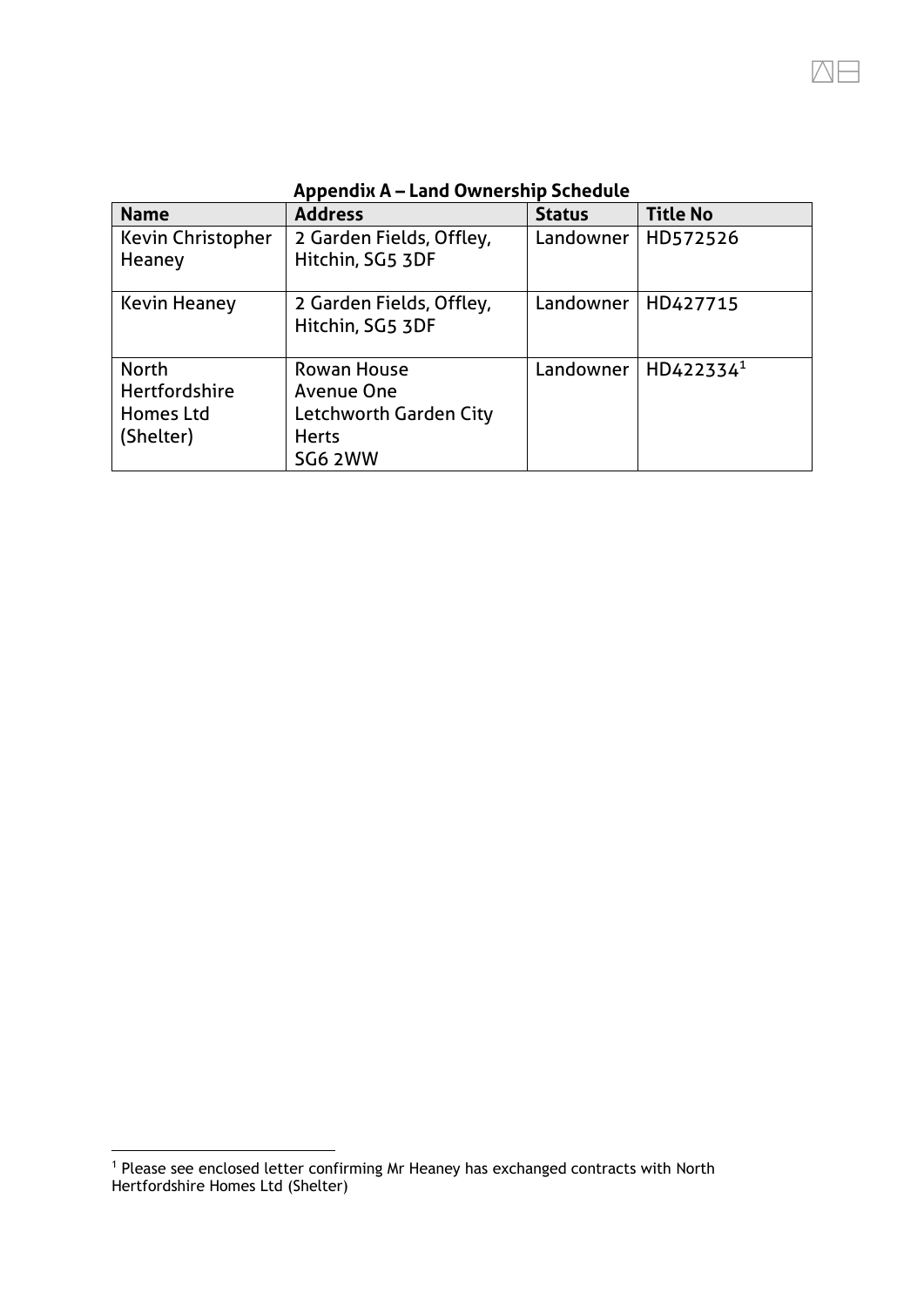## Appendix A – Land Ownership Schedule

| Name | Address | Status | Title No |
|---|---|---|---|
| Kevin Christopher Heaney | 2 Garden Fields, Offley, Hitchin, SG5 3DF | Landowner | HD572526 |
| Kevin Heaney | 2 Garden Fields, Offley, Hitchin, SG5 3DF | Landowner | HD427715 |
| North Hertfordshire Homes Ltd (Shelter) | Rowan House<br>Avenue One<br>Letchworth Garden City<br>Herts<br>SG6 2WW | Landowner | HD422334[1] |

[1] Please see enclosed letter confirming Mr Heaney has exchanged contracts with North Hertfordshire Homes Ltd (Shelter)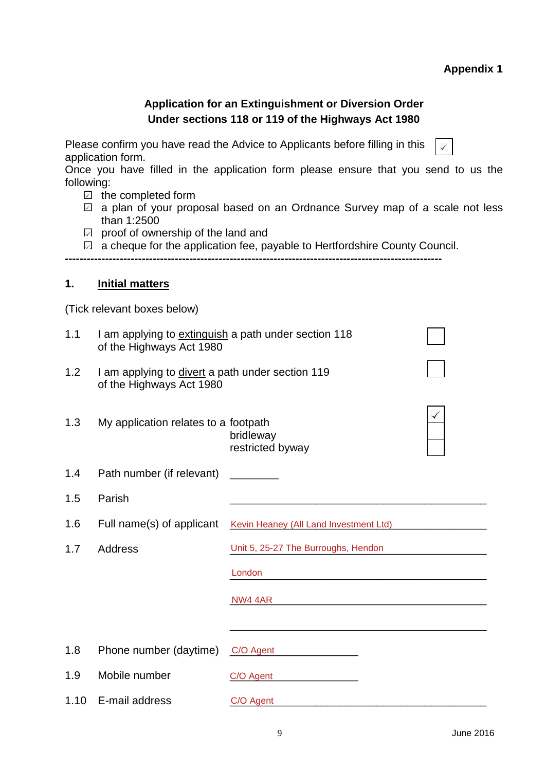**Appendix 1**

**Application for an Extinguishment or Diversion Order**
**Under sections 118 or 119 of the Highways Act 1980**

Please confirm you have read the Advice to Applicants before filling in this application form. ☑

Once you have filled in the application form please ensure that you send to us the following:

- ☑ the completed form
- ☑ a plan of your proposal based on an Ordnance Survey map of a scale not less than 1:2500
- ☑ proof of ownership of the land and
- ☑ a cheque for the application fee, payable to Hertfordshire County Council.

---

## 1. Initial matters

(Tick relevant boxes below)

1.1 I am applying to extinguish a path under section 118 of the Highways Act 1980 ☐

1.2 I am applying to divert a path under section 119 of the Highways Act 1980 ☐

1.3 My application relates to a
- footpath ☑
- bridleway ☐
- restricted byway ☐

1.4 Path number (if relevant) ________

1.5 Parish ________

1.6 Full name(s) of applicant Kevin Heaney (All Land Investment Ltd)

1.7 Address Unit 5, 25-27 The Burroughs, Hendon
London
NW4 4AR

1.8 Phone number (daytime) C/O Agent

1.9 Mobile number C/O Agent

1.10 E-mail address C/O Agent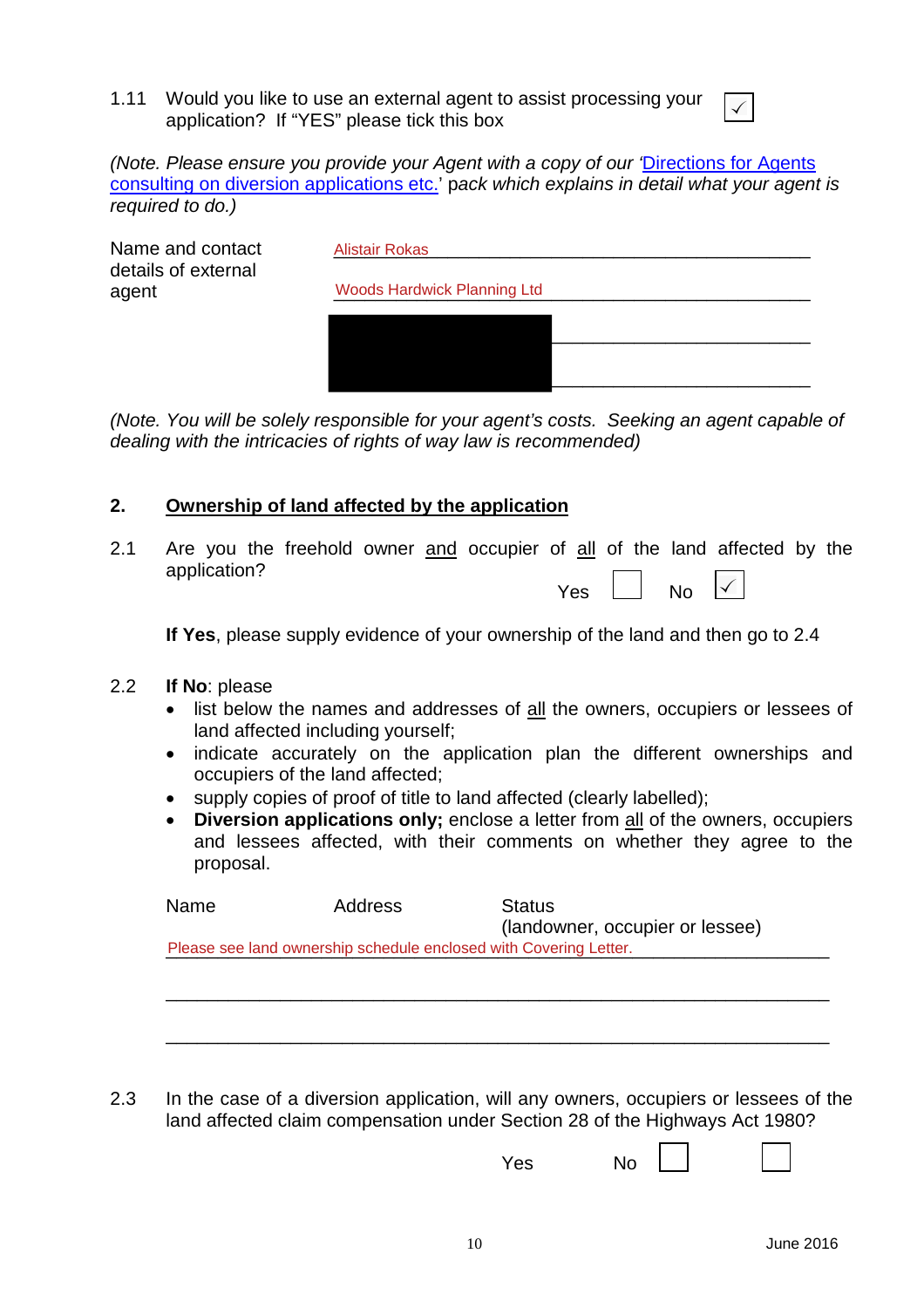1.11 Would you like to use an external agent to assist processing your application? If "YES" please tick this box ☑

*(Note. Please ensure you provide your Agent with a copy of our '[Directions for Agents consulting on diversion applications etc.]' pack which explains in detail what your agent is required to do.)*

Name and contact details of external agent

Alistair Rokas

Woods Hardwick Planning Ltd

*(Note. You will be solely responsible for your agent's costs. Seeking an agent capable of dealing with the intricacies of rights of way law is recommended)*

## 2. Ownership of land affected by the application

2.1 Are you the freehold owner and occupier of all of the land affected by the application?

Yes ☐ No ☑

**If Yes**, please supply evidence of your ownership of the land and then go to 2.4

2.2 **If No**: please

- list below the names and addresses of all the owners, occupiers or lessees of land affected including yourself;
- indicate accurately on the application plan the different ownerships and occupiers of the land affected;
- supply copies of proof of title to land affected (clearly labelled);
- **Diversion applications only;** enclose a letter from all of the owners, occupiers and lessees affected, with their comments on whether they agree to the proposal.

| Name | Address | Status (landowner, occupier or lessee) |
|---|---|---|
| Please see land ownership schedule enclosed with Covering Letter. | | |

2.3 In the case of a diversion application, will any owners, occupiers or lessees of the land affected claim compensation under Section 28 of the Highways Act 1980?

Yes ☐ No ☐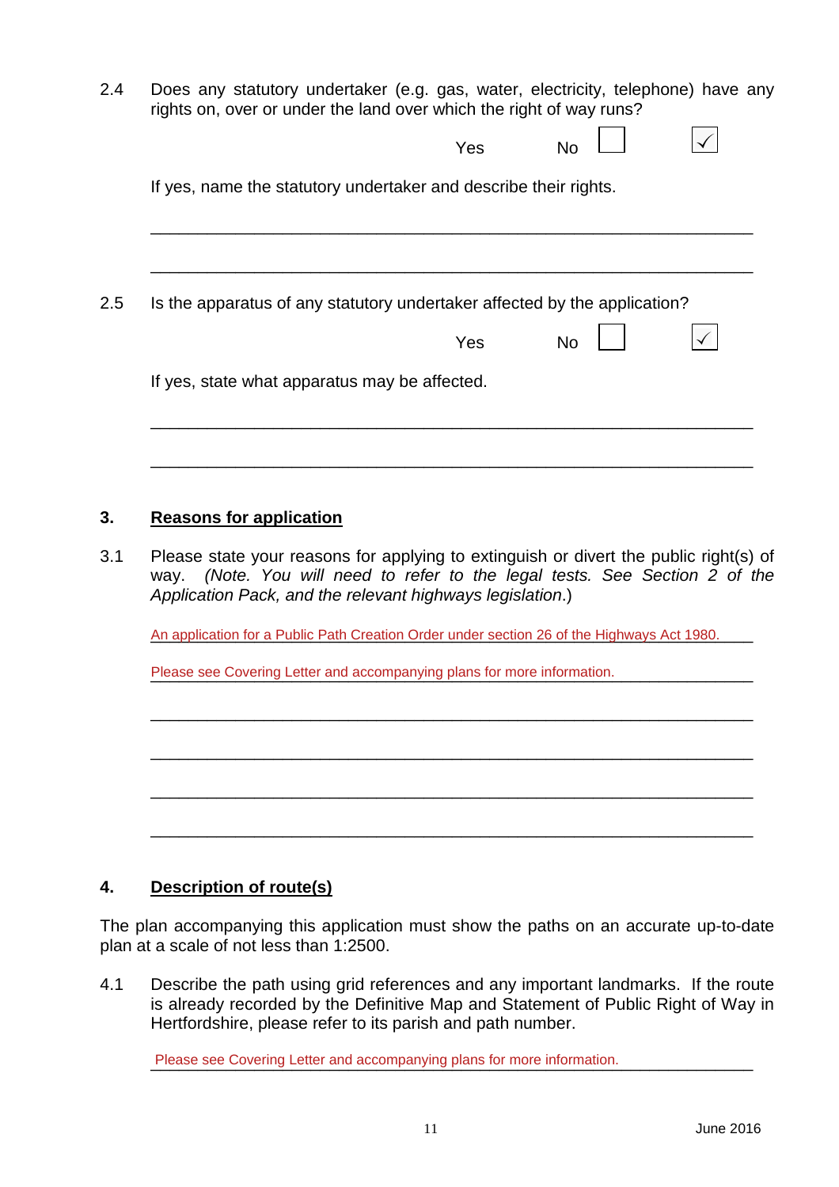2.4 Does any statutory undertaker (e.g. gas, water, electricity, telephone) have any rights on, over or under the land over which the right of way runs?

Yes ☐ No ☑

If yes, name the statutory undertaker and describe their rights.

\_\_\_\_\_\_\_\_\_\_\_\_\_\_\_\_\_\_\_\_\_\_\_\_\_\_\_\_\_\_\_\_\_\_\_\_\_\_\_\_\_\_\_\_\_\_\_\_\_\_\_\_\_\_\_\_\_\_\_\_

\_\_\_\_\_\_\_\_\_\_\_\_\_\_\_\_\_\_\_\_\_\_\_\_\_\_\_\_\_\_\_\_\_\_\_\_\_\_\_\_\_\_\_\_\_\_\_\_\_\_\_\_\_\_\_\_\_\_\_\_

2.5 Is the apparatus of any statutory undertaker affected by the application?

Yes ☐ No ☑

If yes, state what apparatus may be affected.

\_\_\_\_\_\_\_\_\_\_\_\_\_\_\_\_\_\_\_\_\_\_\_\_\_\_\_\_\_\_\_\_\_\_\_\_\_\_\_\_\_\_\_\_\_\_\_\_\_\_\_\_\_\_\_\_\_\_\_\_

\_\_\_\_\_\_\_\_\_\_\_\_\_\_\_\_\_\_\_\_\_\_\_\_\_\_\_\_\_\_\_\_\_\_\_\_\_\_\_\_\_\_\_\_\_\_\_\_\_\_\_\_\_\_\_\_\_\_\_\_

## 3. Reasons for application

3.1 Please state your reasons for applying to extinguish or divert the public right(s) of way. *(Note. You will need to refer to the legal tests. See Section 2 of the Application Pack, and the relevant highways legislation*.)

An application for a Public Path Creation Order under section 26 of the Highways Act 1980.

Please see Covering Letter and accompanying plans for more information.

\_\_\_\_\_\_\_\_\_\_\_\_\_\_\_\_\_\_\_\_\_\_\_\_\_\_\_\_\_\_\_\_\_\_\_\_\_\_\_\_\_\_\_\_\_\_\_\_\_\_\_\_\_\_\_\_\_\_\_\_

\_\_\_\_\_\_\_\_\_\_\_\_\_\_\_\_\_\_\_\_\_\_\_\_\_\_\_\_\_\_\_\_\_\_\_\_\_\_\_\_\_\_\_\_\_\_\_\_\_\_\_\_\_\_\_\_\_\_\_\_

\_\_\_\_\_\_\_\_\_\_\_\_\_\_\_\_\_\_\_\_\_\_\_\_\_\_\_\_\_\_\_\_\_\_\_\_\_\_\_\_\_\_\_\_\_\_\_\_\_\_\_\_\_\_\_\_\_\_\_\_

\_\_\_\_\_\_\_\_\_\_\_\_\_\_\_\_\_\_\_\_\_\_\_\_\_\_\_\_\_\_\_\_\_\_\_\_\_\_\_\_\_\_\_\_\_\_\_\_\_\_\_\_\_\_\_\_\_\_\_\_

## 4. Description of route(s)

The plan accompanying this application must show the paths on an accurate up-to-date plan at a scale of not less than 1:2500.

4.1 Describe the path using grid references and any important landmarks. If the route is already recorded by the Definitive Map and Statement of Public Right of Way in Hertfordshire, please refer to its parish and path number.

Please see Covering Letter and accompanying plans for more information.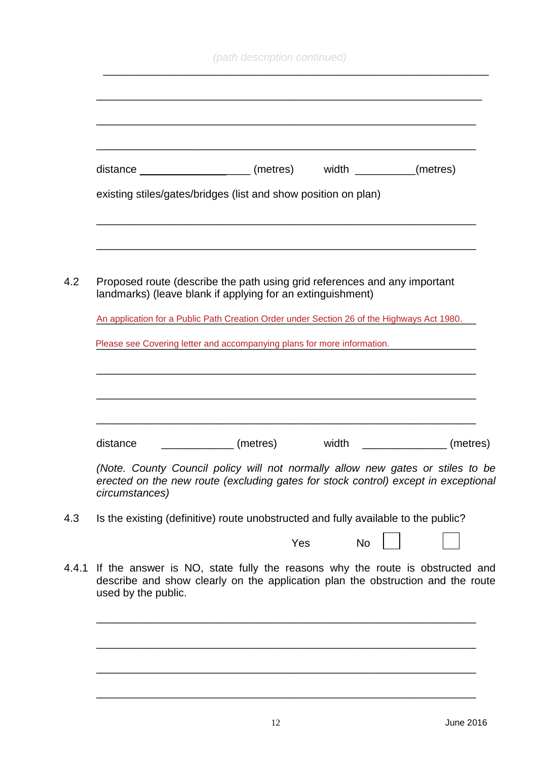*(path description continued)*

\_\_\_\_\_\_\_\_\_\_\_\_\_\_\_\_\_\_\_\_\_\_\_\_\_\_\_\_\_\_\_\_\_\_\_\_\_\_\_\_\_\_\_\_\_\_\_\_\_\_\_\_\_\_\_\_\_\_\_\_

\_\_\_\_\_\_\_\_\_\_\_\_\_\_\_\_\_\_\_\_\_\_\_\_\_\_\_\_\_\_\_\_\_\_\_\_\_\_\_\_\_\_\_\_\_\_\_\_\_\_\_\_\_\_\_\_\_\_\_\_

\_\_\_\_\_\_\_\_\_\_\_\_\_\_\_\_\_\_\_\_\_\_\_\_\_\_\_\_\_\_\_\_\_\_\_\_\_\_\_\_\_\_\_\_\_\_\_\_\_\_\_\_\_\_\_\_\_\_\_\_

\_\_\_\_\_\_\_\_\_\_\_\_\_\_\_\_\_\_\_\_\_\_\_\_\_\_\_\_\_\_\_\_\_\_\_\_\_\_\_\_\_\_\_\_\_\_\_\_\_\_\_\_\_\_\_\_\_\_\_\_

distance \_\_\_\_\_\_\_\_\_\_\_\_\_\_\_\_\_\_\_\_ (metres) width \_\_\_\_\_\_\_\_\_\_\_(metres)

existing stiles/gates/bridges (list and show position on plan)

\_\_\_\_\_\_\_\_\_\_\_\_\_\_\_\_\_\_\_\_\_\_\_\_\_\_\_\_\_\_\_\_\_\_\_\_\_\_\_\_\_\_\_\_\_\_\_\_\_\_\_\_\_\_\_\_\_\_\_\_

\_\_\_\_\_\_\_\_\_\_\_\_\_\_\_\_\_\_\_\_\_\_\_\_\_\_\_\_\_\_\_\_\_\_\_\_\_\_\_\_\_\_\_\_\_\_\_\_\_\_\_\_\_\_\_\_\_\_\_\_

4.2 Proposed route (describe the path using grid references and any important landmarks) (leave blank if applying for an extinguishment)

An application for a Public Path Creation Order under Section 26 of the Highways Act 1980.

Please see Covering letter and accompanying plans for more information.

\_\_\_\_\_\_\_\_\_\_\_\_\_\_\_\_\_\_\_\_\_\_\_\_\_\_\_\_\_\_\_\_\_\_\_\_\_\_\_\_\_\_\_\_\_\_\_\_\_\_\_\_\_\_\_\_\_\_\_\_

\_\_\_\_\_\_\_\_\_\_\_\_\_\_\_\_\_\_\_\_\_\_\_\_\_\_\_\_\_\_\_\_\_\_\_\_\_\_\_\_\_\_\_\_\_\_\_\_\_\_\_\_\_\_\_\_\_\_\_\_

\_\_\_\_\_\_\_\_\_\_\_\_\_\_\_\_\_\_\_\_\_\_\_\_\_\_\_\_\_\_\_\_\_\_\_\_\_\_\_\_\_\_\_\_\_\_\_\_\_\_\_\_\_\_\_\_\_\_\_\_

distance \_\_\_\_\_\_\_\_\_\_\_\_\_ (metres) width \_\_\_\_\_\_\_\_\_\_\_\_\_\_\_ (metres)

*(Note. County Council policy will not normally allow new gates or stiles to be erected on the new route (excluding gates for stock control) except in exceptional circumstances)*

4.3 Is the existing (definitive) route unobstructed and fully available to the public?

Yes ☐ No ☐

4.4.1 If the answer is NO, state fully the reasons why the route is obstructed and describe and show clearly on the application plan the obstruction and the route used by the public.

\_\_\_\_\_\_\_\_\_\_\_\_\_\_\_\_\_\_\_\_\_\_\_\_\_\_\_\_\_\_\_\_\_\_\_\_\_\_\_\_\_\_\_\_\_\_\_\_\_\_\_\_\_\_\_\_\_\_\_\_

\_\_\_\_\_\_\_\_\_\_\_\_\_\_\_\_\_\_\_\_\_\_\_\_\_\_\_\_\_\_\_\_\_\_\_\_\_\_\_\_\_\_\_\_\_\_\_\_\_\_\_\_\_\_\_\_\_\_\_\_

\_\_\_\_\_\_\_\_\_\_\_\_\_\_\_\_\_\_\_\_\_\_\_\_\_\_\_\_\_\_\_\_\_\_\_\_\_\_\_\_\_\_\_\_\_\_\_\_\_\_\_\_\_\_\_\_\_\_\_\_

\_\_\_\_\_\_\_\_\_\_\_\_\_\_\_\_\_\_\_\_\_\_\_\_\_\_\_\_\_\_\_\_\_\_\_\_\_\_\_\_\_\_\_\_\_\_\_\_\_\_\_\_\_\_\_\_\_\_\_\_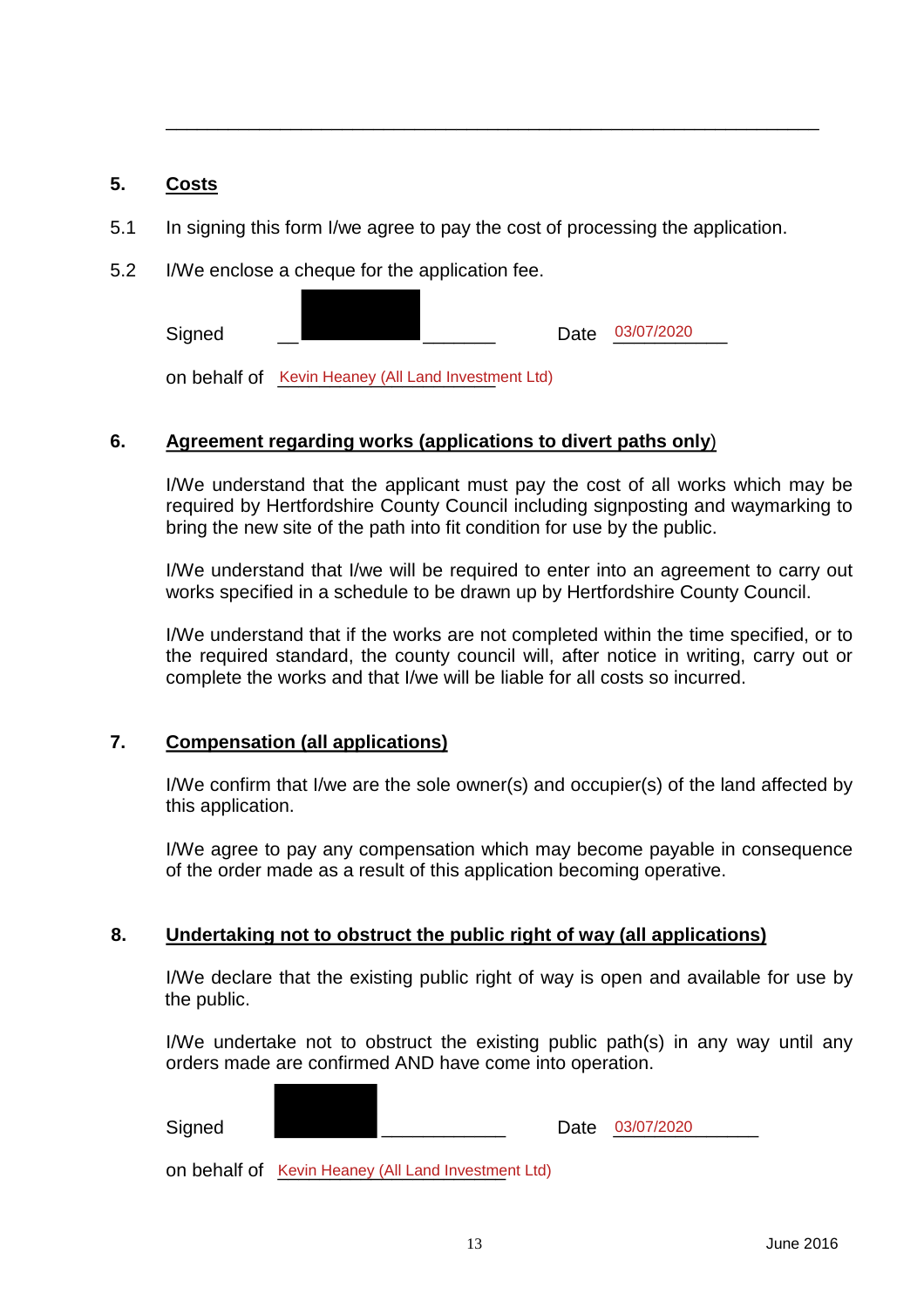---

## 5. Costs

5.1 In signing this form I/we agree to pay the cost of processing the application.

5.2 I/We enclose a cheque for the application fee.

Signed __________________ Date 03/07/2020

on behalf of Kevin Heaney (All Land Investment Ltd)

## 6. Agreement regarding works (applications to divert paths only)

I/We understand that the applicant must pay the cost of all works which may be required by Hertfordshire County Council including signposting and waymarking to bring the new site of the path into fit condition for use by the public.

I/We understand that I/we will be required to enter into an agreement to carry out works specified in a schedule to be drawn up by Hertfordshire County Council.

I/We understand that if the works are not completed within the time specified, or to the required standard, the county council will, after notice in writing, carry out or complete the works and that I/we will be liable for all costs so incurred.

## 7. Compensation (all applications)

I/We confirm that I/we are the sole owner(s) and occupier(s) of the land affected by this application.

I/We agree to pay any compensation which may become payable in consequence of the order made as a result of this application becoming operative.

## 8. Undertaking not to obstruct the public right of way (all applications)

I/We declare that the existing public right of way is open and available for use by the public.

I/We undertake not to obstruct the existing public path(s) in any way until any orders made are confirmed AND have come into operation.

Signed __________________ Date 03/07/2020

on behalf of Kevin Heaney (All Land Investment Ltd)

June 2016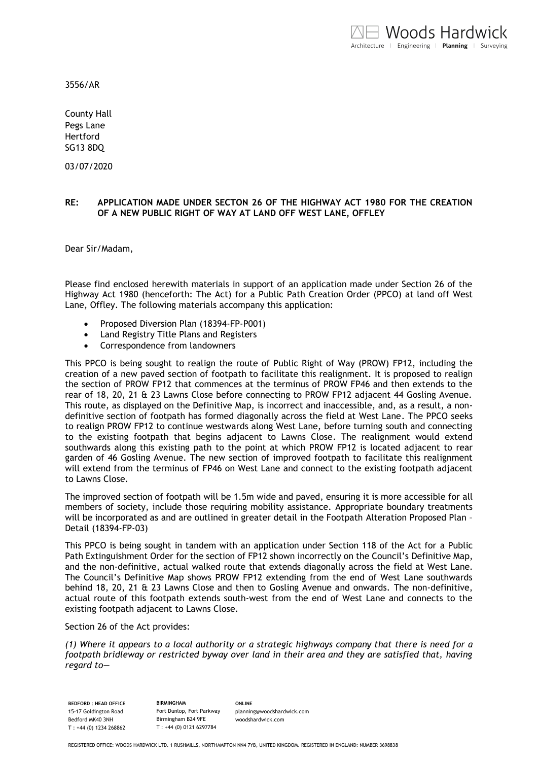3556/AR

County Hall
Pegs Lane
Hertford
SG13 8DQ

03/07/2020

**RE: APPLICATION MADE UNDER SECTON 26 OF THE HIGHWAY ACT 1980 FOR THE CREATION OF A NEW PUBLIC RIGHT OF WAY AT LAND OFF WEST LANE, OFFLEY**

Dear Sir/Madam,

Please find enclosed herewith materials in support of an application made under Section 26 of the Highway Act 1980 (henceforth: The Act) for a Public Path Creation Order (PPCO) at land off West Lane, Offley. The following materials accompany this application:

- Proposed Diversion Plan (18394-FP-P001)
- Land Registry Title Plans and Registers
- Correspondence from landowners

This PPCO is being sought to realign the route of Public Right of Way (PROW) FP12, including the creation of a new paved section of footpath to facilitate this realignment. It is proposed to realign the section of PROW FP12 that commences at the terminus of PROW FP46 and then extends to the rear of 18, 20, 21 & 23 Lawns Close before connecting to PROW FP12 adjacent 44 Gosling Avenue. This route, as displayed on the Definitive Map, is incorrect and inaccessible, and, as a result, a non-definitive section of footpath has formed diagonally across the field at West Lane. The PPCO seeks to realign PROW FP12 to continue westwards along West Lane, before turning south and connecting to the existing footpath that begins adjacent to Lawns Close. The realignment would extend southwards along this existing path to the point at which PROW FP12 is located adjacent to rear garden of 46 Gosling Avenue. The new section of improved footpath to facilitate this realignment will extend from the terminus of FP46 on West Lane and connect to the existing footpath adjacent to Lawns Close.

The improved section of footpath will be 1.5m wide and paved, ensuring it is more accessible for all members of society, include those requiring mobility assistance. Appropriate boundary treatments will be incorporated as and are outlined in greater detail in the Footpath Alteration Proposed Plan – Detail (18394-FP-03)

This PPCO is being sought in tandem with an application under Section 118 of the Act for a Public Path Extinguishment Order for the section of FP12 shown incorrectly on the Council's Definitive Map, and the non-definitive, actual walked route that extends diagonally across the field at West Lane. The Council's Definitive Map shows PROW FP12 extending from the end of West Lane southwards behind 18, 20, 21 & 23 Lawns Close and then to Gosling Avenue and onwards. The non-definitive, actual route of this footpath extends south-west from the end of West Lane and connects to the existing footpath adjacent to Lawns Close.

Section 26 of the Act provides:

*(1) Where it appears to a local authority or a strategic highways company that there is need for a footpath bridleway or restricted byway over land in their area and they are satisfied that, having regard to—*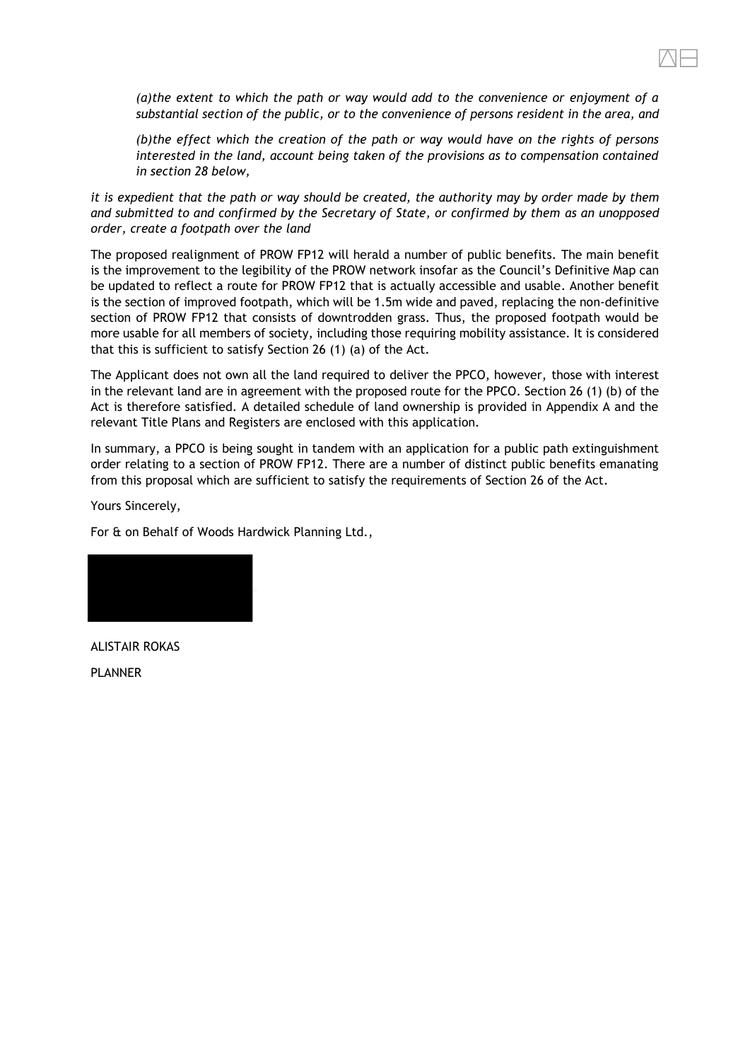*(a)the extent to which the path or way would add to the convenience or enjoyment of a substantial section of the public, or to the convenience of persons resident in the area, and*

*(b)the effect which the creation of the path or way would have on the rights of persons interested in the land, account being taken of the provisions as to compensation contained in section 28 below,*

*it is expedient that the path or way should be created, the authority may by order made by them and submitted to and confirmed by the Secretary of State, or confirmed by them as an unopposed order, create a footpath over the land*

The proposed realignment of PROW FP12 will herald a number of public benefits. The main benefit is the improvement to the legibility of the PROW network insofar as the Council's Definitive Map can be updated to reflect a route for PROW FP12 that is actually accessible and usable. Another benefit is the section of improved footpath, which will be 1.5m wide and paved, replacing the non-definitive section of PROW FP12 that consists of downtrodden grass. Thus, the proposed footpath would be more usable for all members of society, including those requiring mobility assistance. It is considered that this is sufficient to satisfy Section 26 (1) (a) of the Act.

The Applicant does not own all the land required to deliver the PPCO, however, those with interest in the relevant land are in agreement with the proposed route for the PPCO. Section 26 (1) (b) of the Act is therefore satisfied. A detailed schedule of land ownership is provided in Appendix A and the relevant Title Plans and Registers are enclosed with this application.

In summary, a PPCO is being sought in tandem with an application for a public path extinguishment order relating to a section of PROW FP12. There are a number of distinct public benefits emanating from this proposal which are sufficient to satisfy the requirements of Section 26 of the Act.

Yours Sincerely,

For & on Behalf of Woods Hardwick Planning Ltd.,

ALISTAIR ROKAS

PLANNER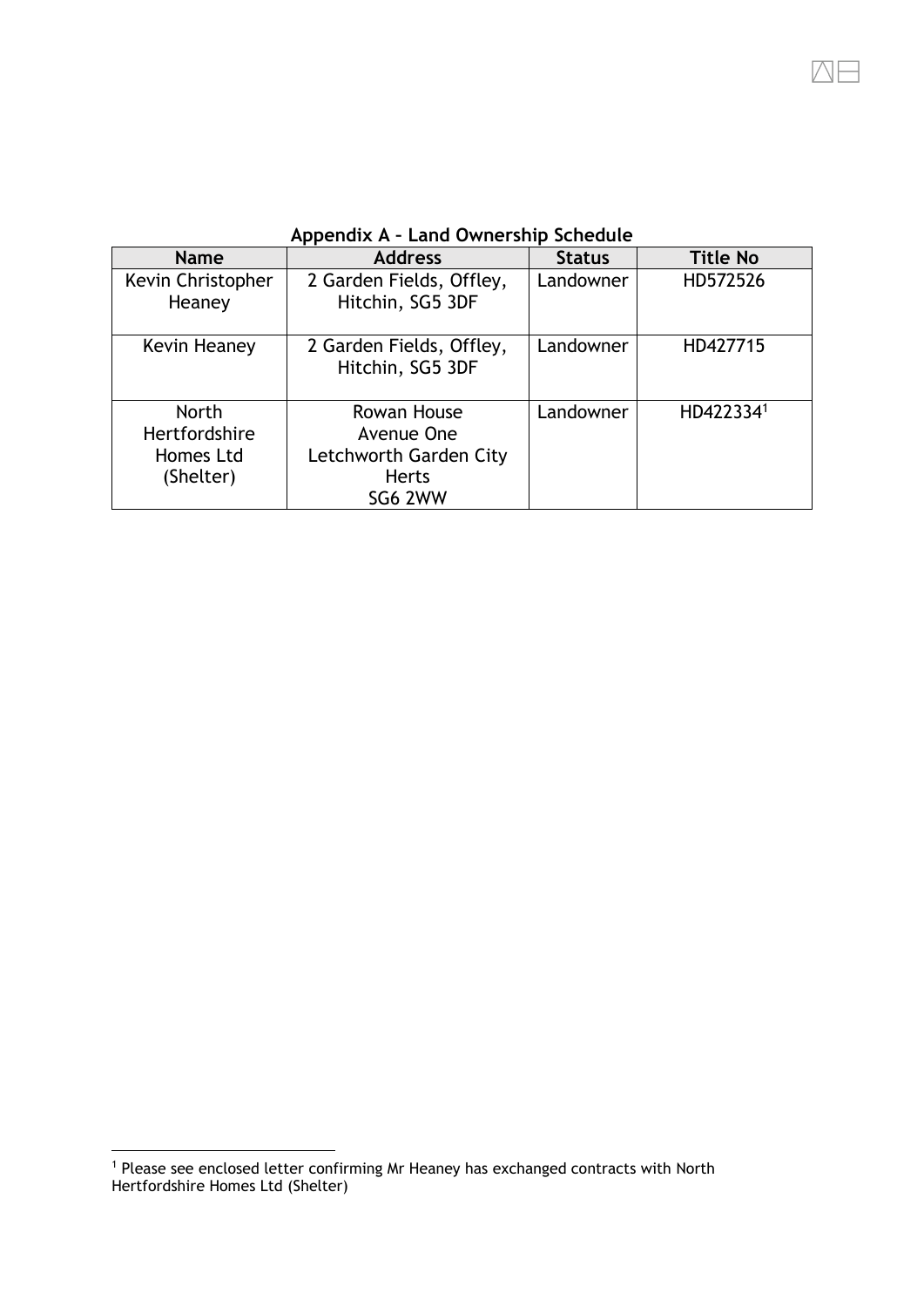## Appendix A – Land Ownership Schedule

| Name | Address | Status | Title No |
|---|---|---|---|
| Kevin Christopher Heaney | 2 Garden Fields, Offley, Hitchin, SG5 3DF | Landowner | HD572526 |
| Kevin Heaney | 2 Garden Fields, Offley, Hitchin, SG5 3DF | Landowner | HD427715 |
| North Hertfordshire Homes Ltd (Shelter) | Rowan House Avenue One Letchworth Garden City Herts SG6 2WW | Landowner | HD422334[1] |

[1] Please see enclosed letter confirming Mr Heaney has exchanged contracts with North Hertfordshire Homes Ltd (Shelter)